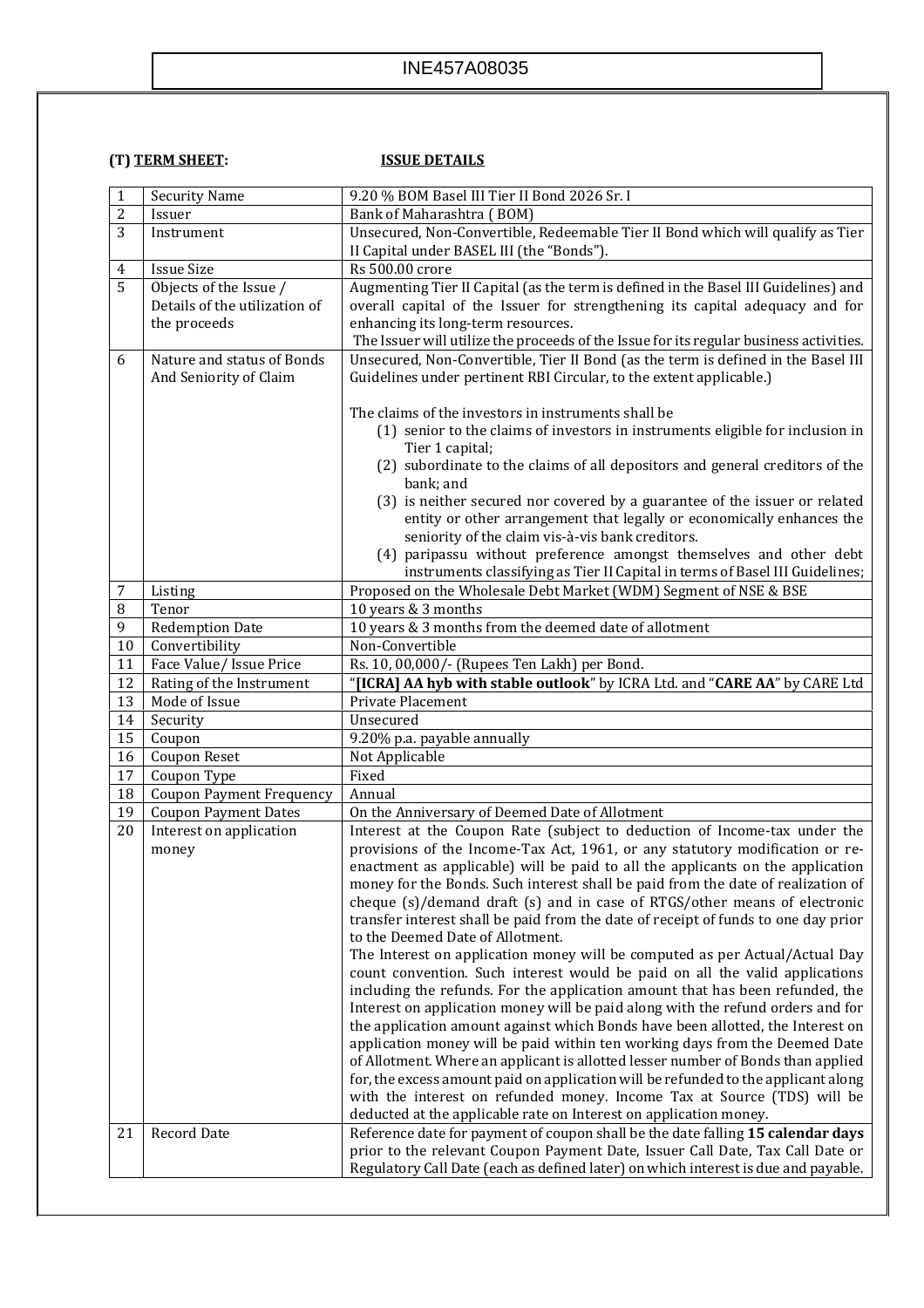INE457A08035

**(T) TERM SHEET:** **ISSUE DETAILS**

| | | |
|---|---|---|
| 1 | Security Name | 9.20 % BOM Basel III Tier II Bond 2026 Sr. I |
| 2 | Issuer | Bank of Maharashtra ( BOM) |
| 3 | Instrument | Unsecured, Non-Convertible, Redeemable Tier II Bond which will qualify as Tier II Capital under BASEL III (the "Bonds"). |
| 4 | Issue Size | Rs 500.00 crore |
| 5 | Objects of the Issue / Details of the utilization of the proceeds | Augmenting Tier II Capital (as the term is defined in the Basel III Guidelines) and overall capital of the Issuer for strengthening its capital adequacy and for enhancing its long-term resources.<br>The Issuer will utilize the proceeds of the Issue for its regular business activities. |
| 6 | Nature and status of Bonds And Seniority of Claim | Unsecured, Non-Convertible, Tier II Bond (as the term is defined in the Basel III Guidelines under pertinent RBI Circular, to the extent applicable.)<br><br>The claims of the investors in instruments shall be<br>(1) senior to the claims of investors in instruments eligible for inclusion in Tier 1 capital;<br>(2) subordinate to the claims of all depositors and general creditors of the bank; and<br>(3) is neither secured nor covered by a guarantee of the issuer or related entity or other arrangement that legally or economically enhances the seniority of the claim vis-à-vis bank creditors.<br>(4) paripassu without preference amongst themselves and other debt instruments classifying as Tier II Capital in terms of Basel III Guidelines; |
| 7 | Listing | Proposed on the Wholesale Debt Market (WDM) Segment of NSE & BSE |
| 8 | Tenor | 10 years & 3 months |
| 9 | Redemption Date | 10 years & 3 months from the deemed date of allotment |
| 10 | Convertibility | Non-Convertible |
| 11 | Face Value/ Issue Price | Rs. 10, 00,000/- (Rupees Ten Lakh) per Bond. |
| 12 | Rating of the Instrument | "**[ICRA] AA hyb with stable outlook**" by ICRA Ltd. and "**CARE AA**" by CARE Ltd |
| 13 | Mode of Issue | Private Placement |
| 14 | Security | Unsecured |
| 15 | Coupon | 9.20% p.a. payable annually |
| 16 | Coupon Reset | Not Applicable |
| 17 | Coupon Type | Fixed |
| 18 | Coupon Payment Frequency | Annual |
| 19 | Coupon Payment Dates | On the Anniversary of Deemed Date of Allotment |
| 20 | Interest on application money | Interest at the Coupon Rate (subject to deduction of Income-tax under the provisions of the Income-Tax Act, 1961, or any statutory modification or re-enactment as applicable) will be paid to all the applicants on the application money for the Bonds. Such interest shall be paid from the date of realization of cheque (s)/demand draft (s) and in case of RTGS/other means of electronic transfer interest shall be paid from the date of receipt of funds to one day prior to the Deemed Date of Allotment.<br>The Interest on application money will be computed as per Actual/Actual Day count convention. Such interest would be paid on all the valid applications including the refunds. For the application amount that has been refunded, the Interest on application money will be paid along with the refund orders and for the application amount against which Bonds have been allotted, the Interest on application money will be paid within ten working days from the Deemed Date of Allotment. Where an applicant is allotted lesser number of Bonds than applied for, the excess amount paid on application will be refunded to the applicant along with the interest on refunded money. Income Tax at Source (TDS) will be deducted at the applicable rate on Interest on application money. |
| 21 | Record Date | Reference date for payment of coupon shall be the date falling **15 calendar days** prior to the relevant Coupon Payment Date, Issuer Call Date, Tax Call Date or Regulatory Call Date (each as defined later) on which interest is due and payable. |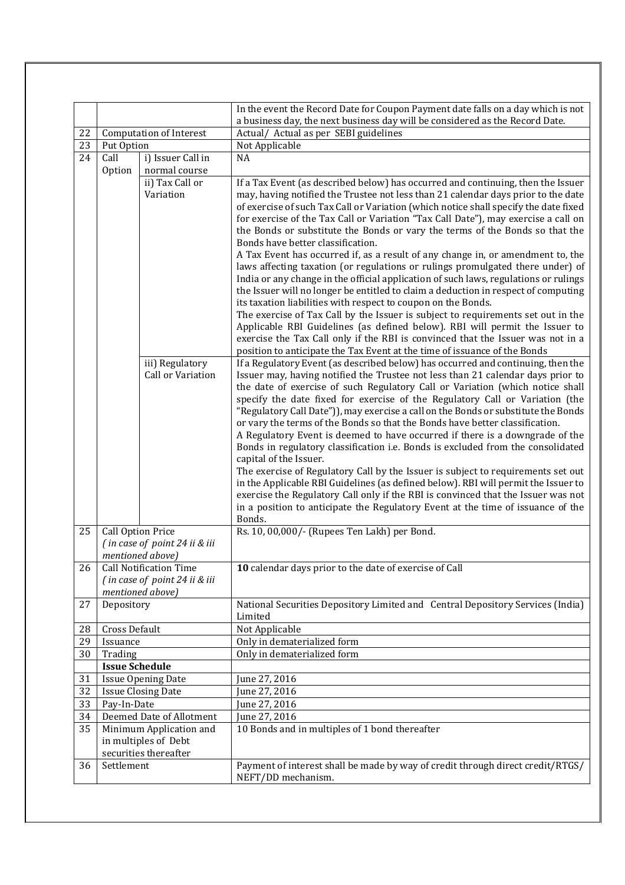| | | | |
|---|---|---|---|
| | | | In the event the Record Date for Coupon Payment date falls on a day which is not a business day, the next business day will be considered as the Record Date. |
| 22 | Computation of Interest | | Actual/ Actual as per SEBI guidelines |
| 23 | Put Option | | Not Applicable |
| 24 | Call Option | i) Issuer Call in normal course | NA |
| | | ii) Tax Call or Variation | If a Tax Event (as described below) has occurred and continuing, then the Issuer may, having notified the Trustee not less than 21 calendar days prior to the date of exercise of such Tax Call or Variation (which notice shall specify the date fixed for exercise of the Tax Call or Variation "Tax Call Date"), may exercise a call on the Bonds or substitute the Bonds or vary the terms of the Bonds so that the Bonds have better classification.<br>A Tax Event has occurred if, as a result of any change in, or amendment to, the laws affecting taxation (or regulations or rulings promulgated there under) of India or any change in the official application of such laws, regulations or rulings the Issuer will no longer be entitled to claim a deduction in respect of computing its taxation liabilities with respect to coupon on the Bonds.<br>The exercise of Tax Call by the Issuer is subject to requirements set out in the Applicable RBI Guidelines (as defined below). RBI will permit the Issuer to exercise the Tax Call only if the RBI is convinced that the Issuer was not in a position to anticipate the Tax Event at the time of issuance of the Bonds |
| | | iii) Regulatory Call or Variation | If a Regulatory Event (as described below) has occurred and continuing, then the Issuer may, having notified the Trustee not less than 21 calendar days prior to the date of exercise of such Regulatory Call or Variation (which notice shall specify the date fixed for exercise of the Regulatory Call or Variation (the "Regulatory Call Date")), may exercise a call on the Bonds or substitute the Bonds or vary the terms of the Bonds so that the Bonds have better classification.<br>A Regulatory Event is deemed to have occurred if there is a downgrade of the Bonds in regulatory classification i.e. Bonds is excluded from the consolidated capital of the Issuer.<br>The exercise of Regulatory Call by the Issuer is subject to requirements set out in the Applicable RBI Guidelines (as defined below). RBI will permit the Issuer to exercise the Regulatory Call only if the RBI is convinced that the Issuer was not in a position to anticipate the Regulatory Event at the time of issuance of the Bonds. |
| 25 | Call Option Price<br>*( in case of point 24 ii & iii mentioned above)* | | Rs. 10, 00,000/- (Rupees Ten Lakh) per Bond. |
| 26 | Call Notification Time<br>*( in case of point 24 ii & iii mentioned above)* | | **10** calendar days prior to the date of exercise of Call |
| 27 | Depository | | National Securities Depository Limited and Central Depository Services (India) Limited |
| 28 | Cross Default | | Not Applicable |
| 29 | Issuance | | Only in dematerialized form |
| 30 | Trading | | Only in dematerialized form |
| | **Issue Schedule** | | |
| 31 | Issue Opening Date | | June 27, 2016 |
| 32 | Issue Closing Date | | June 27, 2016 |
| 33 | Pay-In-Date | | June 27, 2016 |
| 34 | Deemed Date of Allotment | | June 27, 2016 |
| 35 | Minimum Application and in multiples of Debt securities thereafter | | 10 Bonds and in multiples of 1 bond thereafter |
| 36 | Settlement | | Payment of interest shall be made by way of credit through direct credit/RTGS/ NEFT/DD mechanism. |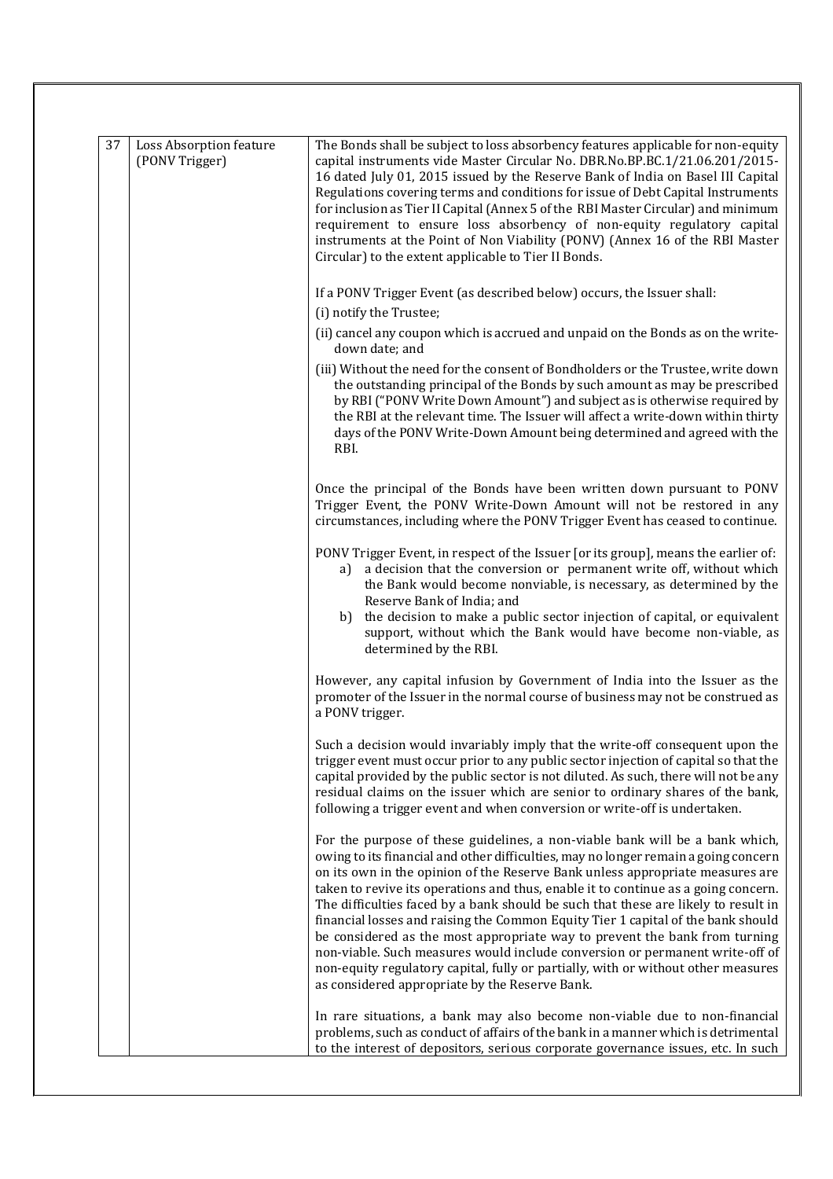| 37 | Loss Absorption feature (PONV Trigger) | The Bonds shall be subject to loss absorbency features applicable for non-equity capital instruments vide Master Circular No. DBR.No.BP.BC.1/21.06.201/2015-16 dated July 01, 2015 issued by the Reserve Bank of India on Basel III Capital Regulations covering terms and conditions for issue of Debt Capital Instruments for inclusion as Tier II Capital (Annex 5 of the RBI Master Circular) and minimum requirement to ensure loss absorbency of non-equity regulatory capital instruments at the Point of Non Viability (PONV) (Annex 16 of the RBI Master Circular) to the extent applicable to Tier II Bonds.<br><br>If a PONV Trigger Event (as described below) occurs, the Issuer shall:<br>(i) notify the Trustee;<br>(ii) cancel any coupon which is accrued and unpaid on the Bonds as on the write-down date; and<br>(iii) Without the need for the consent of Bondholders or the Trustee, write down the outstanding principal of the Bonds by such amount as may be prescribed by RBI ("PONV Write Down Amount") and subject as is otherwise required by the RBI at the relevant time. The Issuer will affect a write-down within thirty days of the PONV Write-Down Amount being determined and agreed with the RBI.<br><br>Once the principal of the Bonds have been written down pursuant to PONV Trigger Event, the PONV Write-Down Amount will not be restored in any circumstances, including where the PONV Trigger Event has ceased to continue.<br><br>PONV Trigger Event, in respect of the Issuer [or its group], means the earlier of:<br>a) a decision that the conversion or permanent write off, without which the Bank would become nonviable, is necessary, as determined by the Reserve Bank of India; and<br>b) the decision to make a public sector injection of capital, or equivalent support, without which the Bank would have become non-viable, as determined by the RBI.<br><br>However, any capital infusion by Government of India into the Issuer as the promoter of the Issuer in the normal course of business may not be construed as a PONV trigger.<br><br>Such a decision would invariably imply that the write-off consequent upon the trigger event must occur prior to any public sector injection of capital so that the capital provided by the public sector is not diluted. As such, there will not be any residual claims on the issuer which are senior to ordinary shares of the bank, following a trigger event and when conversion or write-off is undertaken.<br><br>For the purpose of these guidelines, a non-viable bank will be a bank which, owing to its financial and other difficulties, may no longer remain a going concern on its own in the opinion of the Reserve Bank unless appropriate measures are taken to revive its operations and thus, enable it to continue as a going concern. The difficulties faced by a bank should be such that these are likely to result in financial losses and raising the Common Equity Tier 1 capital of the bank should be considered as the most appropriate way to prevent the bank from turning non-viable. Such measures would include conversion or permanent write-off of non-equity regulatory capital, fully or partially, with or without other measures as considered appropriate by the Reserve Bank.<br><br>In rare situations, a bank may also become non-viable due to non-financial problems, such as conduct of affairs of the bank in a manner which is detrimental to the interest of depositors, serious corporate governance issues, etc. In such |
|---|---|---|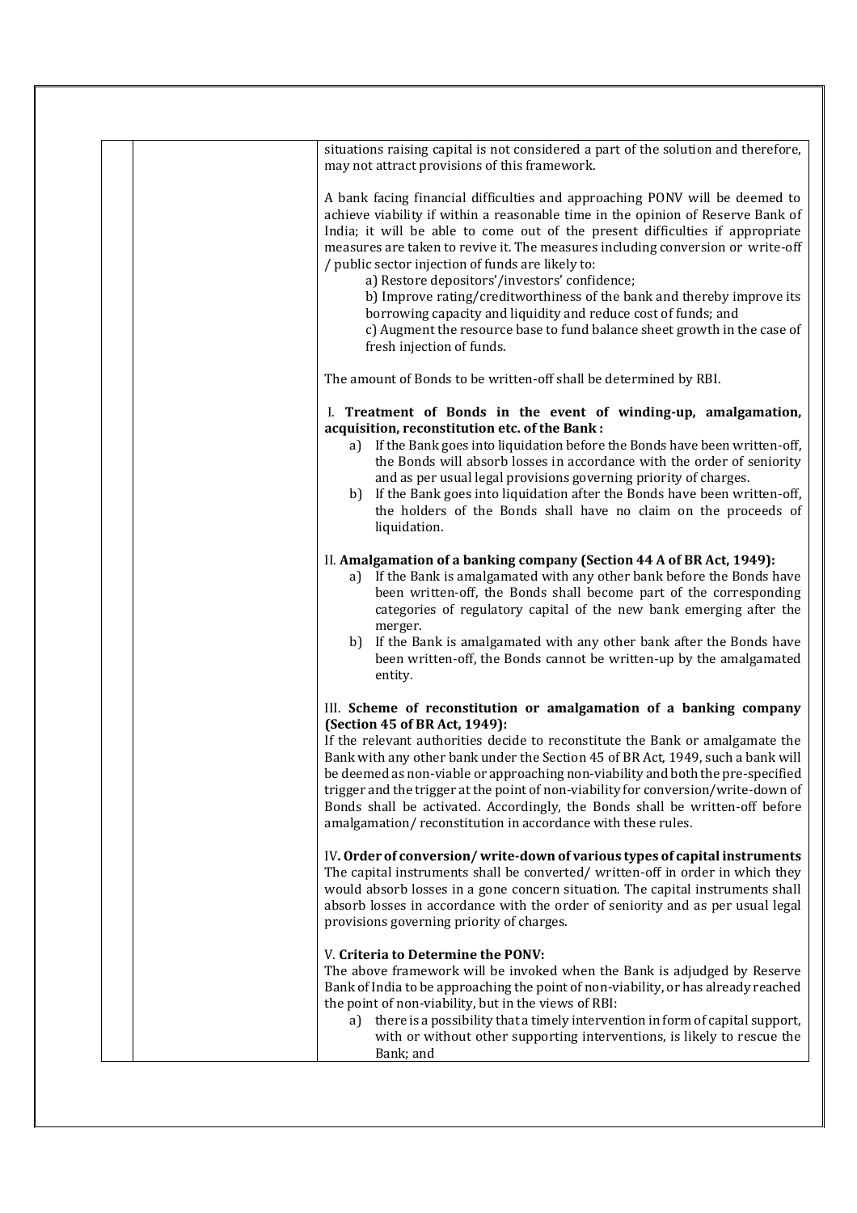situations raising capital is not considered a part of the solution and therefore, may not attract provisions of this framework.

A bank facing financial difficulties and approaching PONV will be deemed to achieve viability if within a reasonable time in the opinion of Reserve Bank of India; it will be able to come out of the present difficulties if appropriate measures are taken to revive it. The measures including conversion or write-off / public sector injection of funds are likely to:

a) Restore depositors'/investors' confidence;

b) Improve rating/creditworthiness of the bank and thereby improve its borrowing capacity and liquidity and reduce cost of funds; and

c) Augment the resource base to fund balance sheet growth in the case of fresh injection of funds.

The amount of Bonds to be written-off shall be determined by RBI.

I. **Treatment of Bonds in the event of winding-up, amalgamation, acquisition, reconstitution etc. of the Bank :**

a) If the Bank goes into liquidation before the Bonds have been written-off, the Bonds will absorb losses in accordance with the order of seniority and as per usual legal provisions governing priority of charges.

b) If the Bank goes into liquidation after the Bonds have been written-off, the holders of the Bonds shall have no claim on the proceeds of liquidation.

II. **Amalgamation of a banking company (Section 44 A of BR Act, 1949):**

a) If the Bank is amalgamated with any other bank before the Bonds have been written-off, the Bonds shall become part of the corresponding categories of regulatory capital of the new bank emerging after the merger.

b) If the Bank is amalgamated with any other bank after the Bonds have been written-off, the Bonds cannot be written-up by the amalgamated entity.

III. **Scheme of reconstitution or amalgamation of a banking company (Section 45 of BR Act, 1949):**

If the relevant authorities decide to reconstitute the Bank or amalgamate the Bank with any other bank under the Section 45 of BR Act, 1949, such a bank will be deemed as non-viable or approaching non-viability and both the pre-specified trigger and the trigger at the point of non-viability for conversion/write-down of Bonds shall be activated. Accordingly, the Bonds shall be written-off before amalgamation/ reconstitution in accordance with these rules.

IV**. Order of conversion/ write-down of various types of capital instruments**

The capital instruments shall be converted/ written-off in order in which they would absorb losses in a gone concern situation. The capital instruments shall absorb losses in accordance with the order of seniority and as per usual legal provisions governing priority of charges.

V. **Criteria to Determine the PONV:**

The above framework will be invoked when the Bank is adjudged by Reserve Bank of India to be approaching the point of non-viability, or has already reached the point of non-viability, but in the views of RBI:

a) there is a possibility that a timely intervention in form of capital support, with or without other supporting interventions, is likely to rescue the Bank; and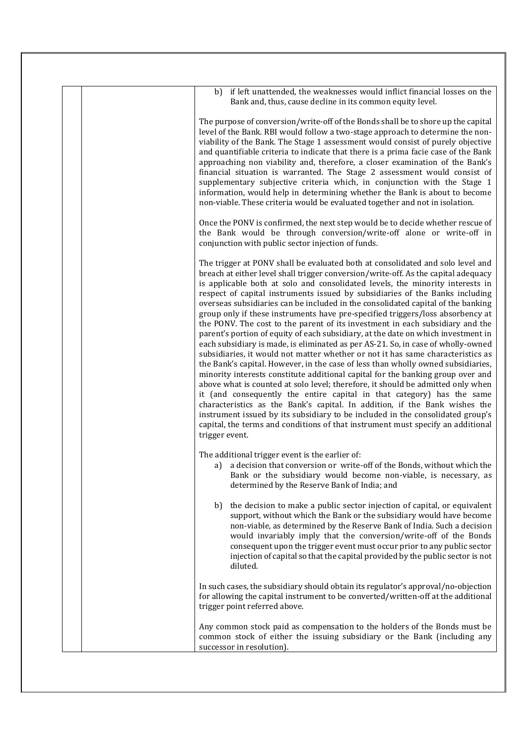| | | b) if left unattended, the weaknesses would inflict financial losses on the Bank and, thus, cause decline in its common equity level.<br><br>The purpose of conversion/write-off of the Bonds shall be to shore up the capital level of the Bank. RBI would follow a two-stage approach to determine the non-viability of the Bank. The Stage 1 assessment would consist of purely objective and quantifiable criteria to indicate that there is a prima facie case of the Bank approaching non viability and, therefore, a closer examination of the Bank's financial situation is warranted. The Stage 2 assessment would consist of supplementary subjective criteria which, in conjunction with the Stage 1 information, would help in determining whether the Bank is about to become non-viable. These criteria would be evaluated together and not in isolation.<br><br>Once the PONV is confirmed, the next step would be to decide whether rescue of the Bank would be through conversion/write-off alone or write-off in conjunction with public sector injection of funds.<br><br>The trigger at PONV shall be evaluated both at consolidated and solo level and breach at either level shall trigger conversion/write-off. As the capital adequacy is applicable both at solo and consolidated levels, the minority interests in respect of capital instruments issued by subsidiaries of the Banks including overseas subsidiaries can be included in the consolidated capital of the banking group only if these instruments have pre-specified triggers/loss absorbency at the PONV. The cost to the parent of its investment in each subsidiary and the parent's portion of equity of each subsidiary, at the date on which investment in each subsidiary is made, is eliminated as per AS-21. So, in case of wholly-owned subsidiaries, it would not matter whether or not it has same characteristics as the Bank's capital. However, in the case of less than wholly owned subsidiaries, minority interests constitute additional capital for the banking group over and above what is counted at solo level; therefore, it should be admitted only when it (and consequently the entire capital in that category) has the same characteristics as the Bank's capital. In addition, if the Bank wishes the instrument issued by its subsidiary to be included in the consolidated group's capital, the terms and conditions of that instrument must specify an additional trigger event.<br><br>The additional trigger event is the earlier of:<br>a) a decision that conversion or write-off of the Bonds, without which the Bank or the subsidiary would become non-viable, is necessary, as determined by the Reserve Bank of India; and<br><br>b) the decision to make a public sector injection of capital, or equivalent support, without which the Bank or the subsidiary would have become non-viable, as determined by the Reserve Bank of India. Such a decision would invariably imply that the conversion/write-off of the Bonds consequent upon the trigger event must occur prior to any public sector injection of capital so that the capital provided by the public sector is not diluted.<br><br>In such cases, the subsidiary should obtain its regulator's approval/no-objection for allowing the capital instrument to be converted/written-off at the additional trigger point referred above.<br><br>Any common stock paid as compensation to the holders of the Bonds must be common stock of either the issuing subsidiary or the Bank (including any successor in resolution). |
|---|---|---|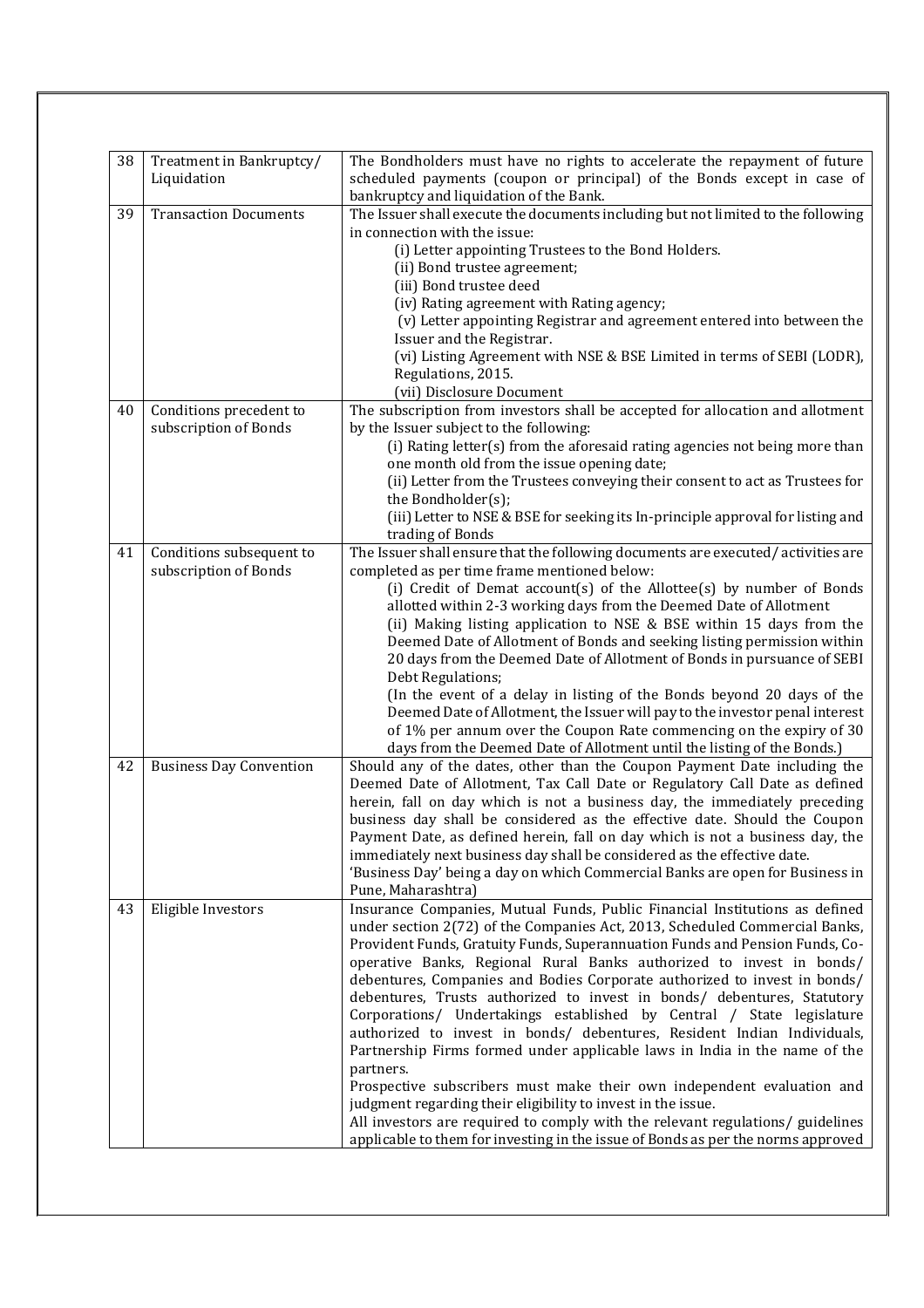| | | |
|---|---|---|
| 38 | Treatment in Bankruptcy/ Liquidation | The Bondholders must have no rights to accelerate the repayment of future scheduled payments (coupon or principal) of the Bonds except in case of bankruptcy and liquidation of the Bank. |
| 39 | Transaction Documents | The Issuer shall execute the documents including but not limited to the following in connection with the issue:<br>(i) Letter appointing Trustees to the Bond Holders.<br>(ii) Bond trustee agreement;<br>(iii) Bond trustee deed<br>(iv) Rating agreement with Rating agency;<br>(v) Letter appointing Registrar and agreement entered into between the Issuer and the Registrar.<br>(vi) Listing Agreement with NSE & BSE Limited in terms of SEBI (LODR), Regulations, 2015.<br>(vii) Disclosure Document |
| 40 | Conditions precedent to subscription of Bonds | The subscription from investors shall be accepted for allocation and allotment by the Issuer subject to the following:<br>(i) Rating letter(s) from the aforesaid rating agencies not being more than one month old from the issue opening date;<br>(ii) Letter from the Trustees conveying their consent to act as Trustees for the Bondholder(s);<br>(iii) Letter to NSE & BSE for seeking its In-principle approval for listing and trading of Bonds |
| 41 | Conditions subsequent to subscription of Bonds | The Issuer shall ensure that the following documents are executed/ activities are completed as per time frame mentioned below:<br>(i) Credit of Demat account(s) of the Allottee(s) by number of Bonds allotted within 2-3 working days from the Deemed Date of Allotment<br>(ii) Making listing application to NSE & BSE within 15 days from the Deemed Date of Allotment of Bonds and seeking listing permission within 20 days from the Deemed Date of Allotment of Bonds in pursuance of SEBI Debt Regulations;<br>(In the event of a delay in listing of the Bonds beyond 20 days of the Deemed Date of Allotment, the Issuer will pay to the investor penal interest of 1% per annum over the Coupon Rate commencing on the expiry of 30 days from the Deemed Date of Allotment until the listing of the Bonds.) |
| 42 | Business Day Convention | Should any of the dates, other than the Coupon Payment Date including the Deemed Date of Allotment, Tax Call Date or Regulatory Call Date as defined herein, fall on day which is not a business day, the immediately preceding business day shall be considered as the effective date. Should the Coupon Payment Date, as defined herein, fall on day which is not a business day, the immediately next business day shall be considered as the effective date.<br>'Business Day' being a day on which Commercial Banks are open for Business in Pune, Maharashtra) |
| 43 | Eligible Investors | Insurance Companies, Mutual Funds, Public Financial Institutions as defined under section 2(72) of the Companies Act, 2013, Scheduled Commercial Banks, Provident Funds, Gratuity Funds, Superannuation Funds and Pension Funds, Co-operative Banks, Regional Rural Banks authorized to invest in bonds/ debentures, Companies and Bodies Corporate authorized to invest in bonds/ debentures, Trusts authorized to invest in bonds/ debentures, Statutory Corporations/ Undertakings established by Central / State legislature authorized to invest in bonds/ debentures, Resident Indian Individuals, Partnership Firms formed under applicable laws in India in the name of the partners.<br>Prospective subscribers must make their own independent evaluation and judgment regarding their eligibility to invest in the issue.<br>All investors are required to comply with the relevant regulations/ guidelines applicable to them for investing in the issue of Bonds as per the norms approved |